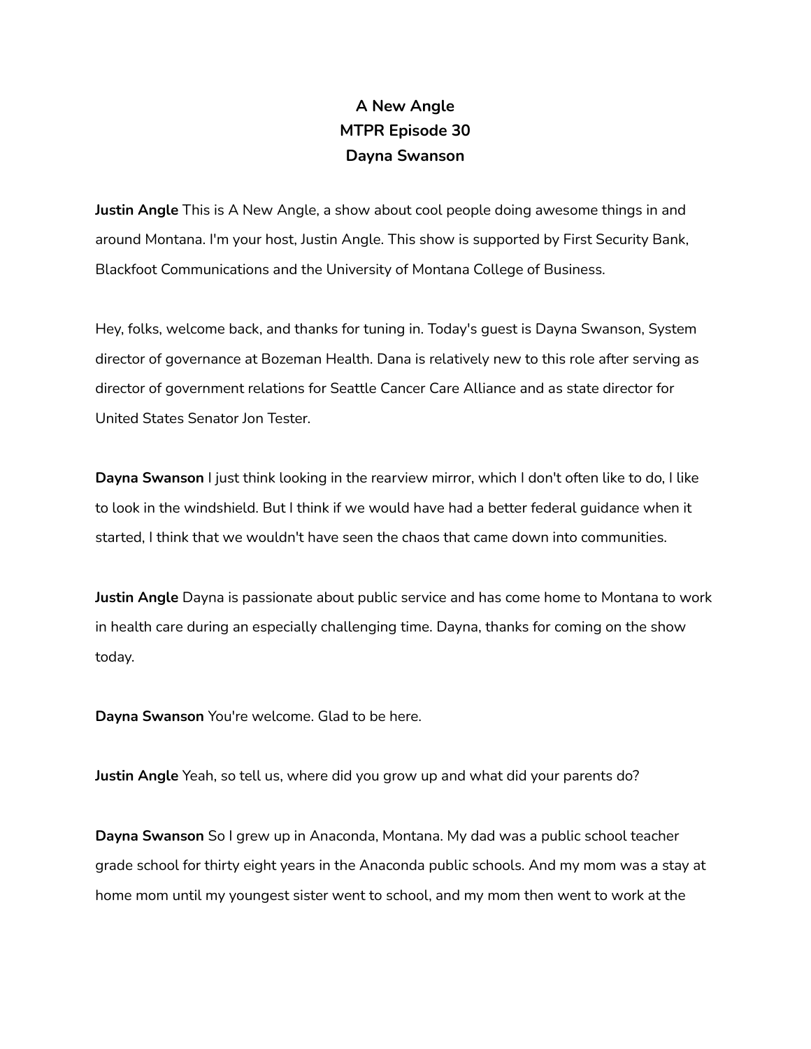# A New Angle
## MTPR Episode 30
## Dayna Swanson

**Justin Angle** This is A New Angle, a show about cool people doing awesome things in and around Montana. I'm your host, Justin Angle. This show is supported by First Security Bank, Blackfoot Communications and the University of Montana College of Business.

Hey, folks, welcome back, and thanks for tuning in. Today's guest is Dayna Swanson, System director of governance at Bozeman Health. Dana is relatively new to this role after serving as director of government relations for Seattle Cancer Care Alliance and as state director for United States Senator Jon Tester.

**Dayna Swanson** I just think looking in the rearview mirror, which I don't often like to do, I like to look in the windshield. But I think if we would have had a better federal guidance when it started, I think that we wouldn't have seen the chaos that came down into communities.

**Justin Angle** Dayna is passionate about public service and has come home to Montana to work in health care during an especially challenging time. Dayna, thanks for coming on the show today.

**Dayna Swanson** You're welcome. Glad to be here.

**Justin Angle** Yeah, so tell us, where did you grow up and what did your parents do?

**Dayna Swanson** So I grew up in Anaconda, Montana. My dad was a public school teacher grade school for thirty eight years in the Anaconda public schools. And my mom was a stay at home mom until my youngest sister went to school, and my mom then went to work at the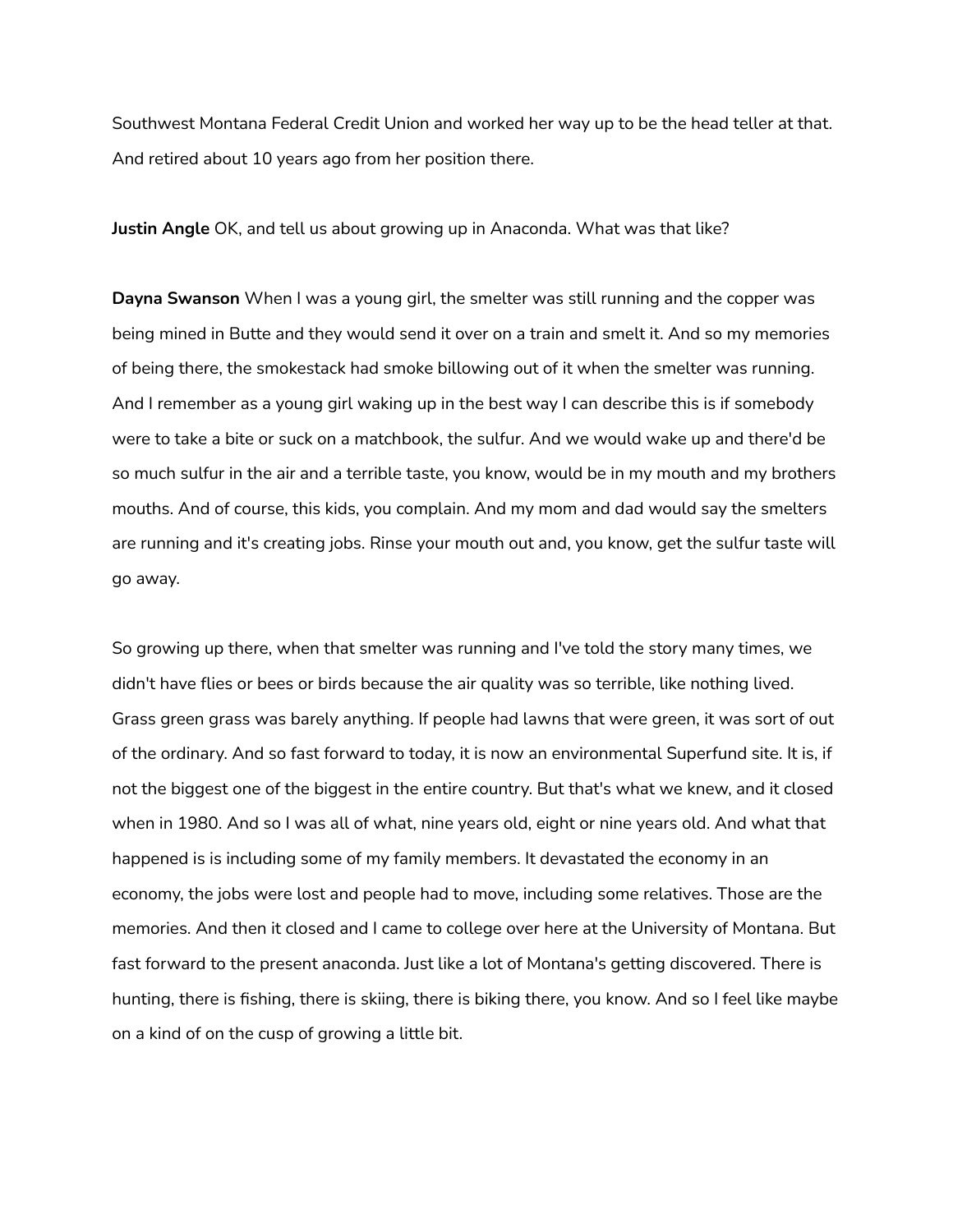Southwest Montana Federal Credit Union and worked her way up to be the head teller at that. And retired about 10 years ago from her position there.

**Justin Angle** OK, and tell us about growing up in Anaconda. What was that like?

**Dayna Swanson** When I was a young girl, the smelter was still running and the copper was being mined in Butte and they would send it over on a train and smelt it. And so my memories of being there, the smokestack had smoke billowing out of it when the smelter was running. And I remember as a young girl waking up in the best way I can describe this is if somebody were to take a bite or suck on a matchbook, the sulfur. And we would wake up and there'd be so much sulfur in the air and a terrible taste, you know, would be in my mouth and my brothers mouths. And of course, this kids, you complain. And my mom and dad would say the smelters are running and it's creating jobs. Rinse your mouth out and, you know, get the sulfur taste will go away.

So growing up there, when that smelter was running and I've told the story many times, we didn't have flies or bees or birds because the air quality was so terrible, like nothing lived. Grass green grass was barely anything. If people had lawns that were green, it was sort of out of the ordinary. And so fast forward to today, it is now an environmental Superfund site. It is, if not the biggest one of the biggest in the entire country. But that's what we knew, and it closed when in 1980. And so I was all of what, nine years old, eight or nine years old. And what that happened is is including some of my family members. It devastated the economy in an economy, the jobs were lost and people had to move, including some relatives. Those are the memories. And then it closed and I came to college over here at the University of Montana. But fast forward to the present anaconda. Just like a lot of Montana's getting discovered. There is hunting, there is fishing, there is skiing, there is biking there, you know. And so I feel like maybe on a kind of on the cusp of growing a little bit.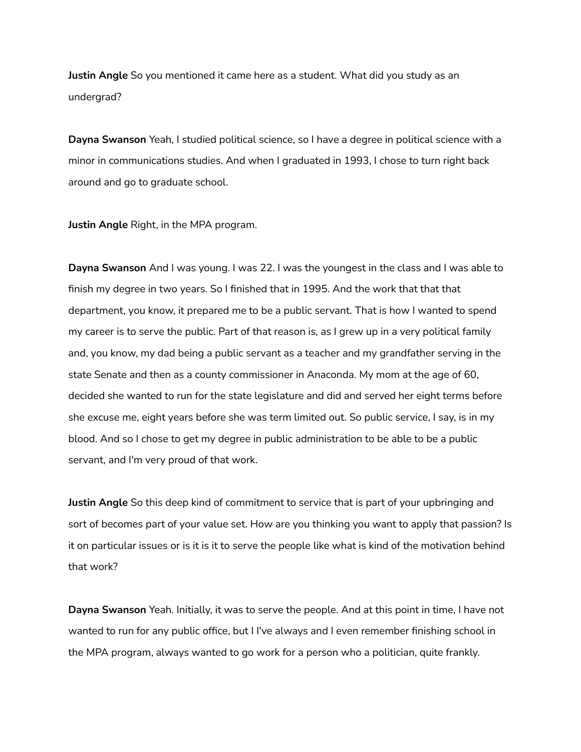**Justin Angle** So you mentioned it came here as a student. What did you study as an undergrad?

**Dayna Swanson** Yeah, I studied political science, so I have a degree in political science with a minor in communications studies. And when I graduated in 1993, I chose to turn right back around and go to graduate school.

**Justin Angle** Right, in the MPA program.

**Dayna Swanson** And I was young. I was 22. I was the youngest in the class and I was able to finish my degree in two years. So I finished that in 1995. And the work that that that department, you know, it prepared me to be a public servant. That is how I wanted to spend my career is to serve the public. Part of that reason is, as I grew up in a very political family and, you know, my dad being a public servant as a teacher and my grandfather serving in the state Senate and then as a county commissioner in Anaconda. My mom at the age of 60, decided she wanted to run for the state legislature and did and served her eight terms before she excuse me, eight years before she was term limited out. So public service, I say, is in my blood. And so I chose to get my degree in public administration to be able to be a public servant, and I'm very proud of that work.

**Justin Angle** So this deep kind of commitment to service that is part of your upbringing and sort of becomes part of your value set. How are you thinking you want to apply that passion? Is it on particular issues or is it is it is it to serve the people like what is kind of the motivation behind that work?

**Dayna Swanson** Yeah. Initially, it was to serve the people. And at this point in time, I have not wanted to run for any public office, but I I've always and I even remember finishing school in the MPA program, always wanted to go work for a person who a politician, quite frankly.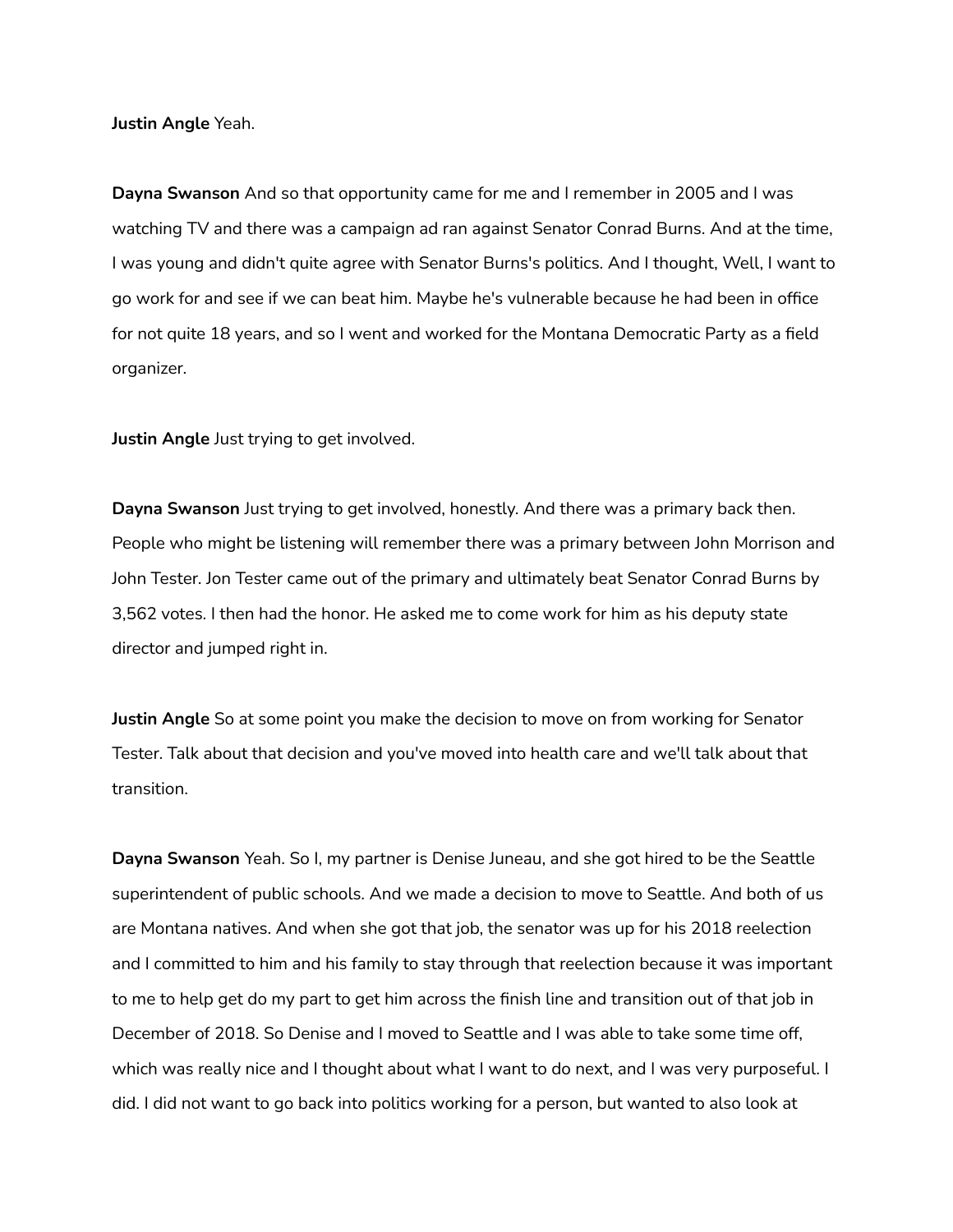**Justin Angle** Yeah.

**Dayna Swanson** And so that opportunity came for me and I remember in 2005 and I was watching TV and there was a campaign ad ran against Senator Conrad Burns. And at the time, I was young and didn't quite agree with Senator Burns's politics. And I thought, Well, I want to go work for and see if we can beat him. Maybe he's vulnerable because he had been in office for not quite 18 years, and so I went and worked for the Montana Democratic Party as a field organizer.

**Justin Angle** Just trying to get involved.

**Dayna Swanson** Just trying to get involved, honestly. And there was a primary back then. People who might be listening will remember there was a primary between John Morrison and John Tester. Jon Tester came out of the primary and ultimately beat Senator Conrad Burns by 3,562 votes. I then had the honor. He asked me to come work for him as his deputy state director and jumped right in.

**Justin Angle** So at some point you make the decision to move on from working for Senator Tester. Talk about that decision and you've moved into health care and we'll talk about that transition.

**Dayna Swanson** Yeah. So I, my partner is Denise Juneau, and she got hired to be the Seattle superintendent of public schools. And we made a decision to move to Seattle. And both of us are Montana natives. And when she got that job, the senator was up for his 2018 reelection and I committed to him and his family to stay through that reelection because it was important to me to help get do my part to get him across the finish line and transition out of that job in December of 2018. So Denise and I moved to Seattle and I was able to take some time off, which was really nice and I thought about what I want to do next, and I was very purposeful. I did. I did not want to go back into politics working for a person, but wanted to also look at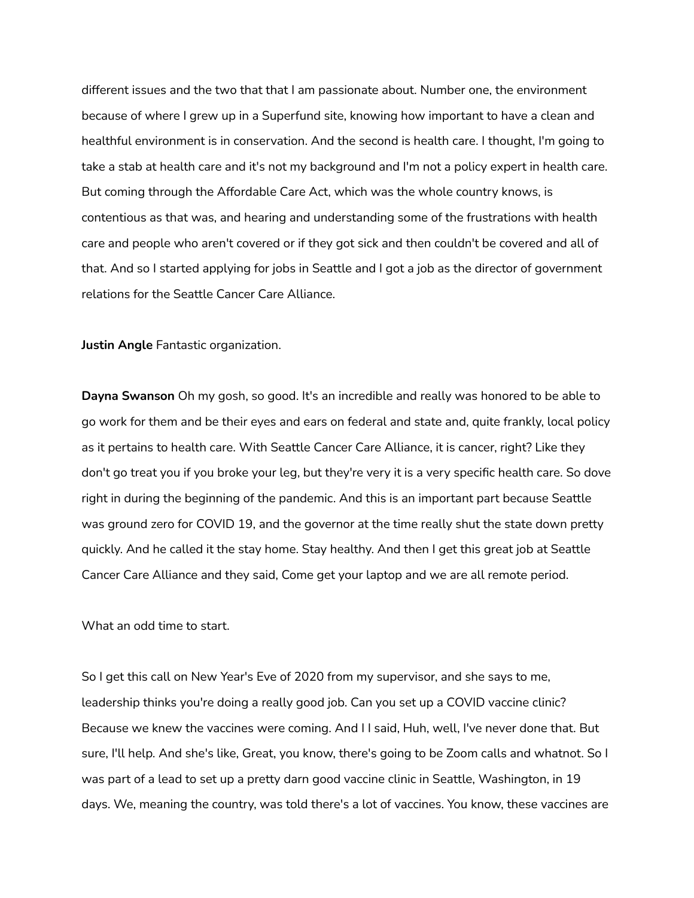different issues and the two that that I am passionate about. Number one, the environment because of where I grew up in a Superfund site, knowing how important to have a clean and healthful environment is in conservation. And the second is health care. I thought, I'm going to take a stab at health care and it's not my background and I'm not a policy expert in health care. But coming through the Affordable Care Act, which was the whole country knows, is contentious as that was, and hearing and understanding some of the frustrations with health care and people who aren't covered or if they got sick and then couldn't be covered and all of that. And so I started applying for jobs in Seattle and I got a job as the director of government relations for the Seattle Cancer Care Alliance.

**Justin Angle** Fantastic organization.

**Dayna Swanson** Oh my gosh, so good. It's an incredible and really was honored to be able to go work for them and be their eyes and ears on federal and state and, quite frankly, local policy as it pertains to health care. With Seattle Cancer Care Alliance, it is cancer, right? Like they don't go treat you if you broke your leg, but they're very it is a very specific health care. So dove right in during the beginning of the pandemic. And this is an important part because Seattle was ground zero for COVID 19, and the governor at the time really shut the state down pretty quickly. And he called it the stay home. Stay healthy. And then I get this great job at Seattle Cancer Care Alliance and they said, Come get your laptop and we are all remote period.

What an odd time to start.

So I get this call on New Year's Eve of 2020 from my supervisor, and she says to me, leadership thinks you're doing a really good job. Can you set up a COVID vaccine clinic? Because we knew the vaccines were coming. And I I said, Huh, well, I've never done that. But sure, I'll help. And she's like, Great, you know, there's going to be Zoom calls and whatnot. So I was part of a lead to set up a pretty darn good vaccine clinic in Seattle, Washington, in 19 days. We, meaning the country, was told there's a lot of vaccines. You know, these vaccines are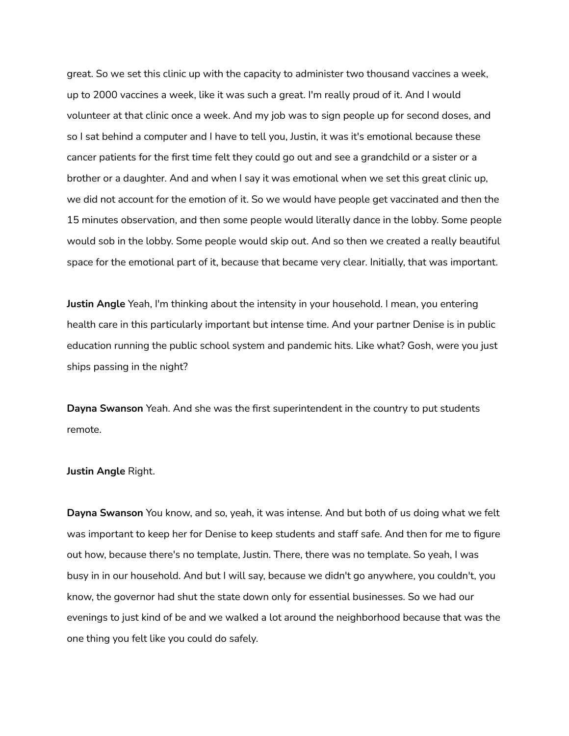great. So we set this clinic up with the capacity to administer two thousand vaccines a week, up to 2000 vaccines a week, like it was such a great. I'm really proud of it. And I would volunteer at that clinic once a week. And my job was to sign people up for second doses, and so I sat behind a computer and I have to tell you, Justin, it was it's emotional because these cancer patients for the first time felt they could go out and see a grandchild or a sister or a brother or a daughter. And and when I say it was emotional when we set this great clinic up, we did not account for the emotion of it. So we would have people get vaccinated and then the 15 minutes observation, and then some people would literally dance in the lobby. Some people would sob in the lobby. Some people would skip out. And so then we created a really beautiful space for the emotional part of it, because that became very clear. Initially, that was important.

**Justin Angle** Yeah, I'm thinking about the intensity in your household. I mean, you entering health care in this particularly important but intense time. And your partner Denise is in public education running the public school system and pandemic hits. Like what? Gosh, were you just ships passing in the night?

**Dayna Swanson** Yeah. And she was the first superintendent in the country to put students remote.

**Justin Angle** Right.

**Dayna Swanson** You know, and so, yeah, it was intense. And but both of us doing what we felt was important to keep her for Denise to keep students and staff safe. And then for me to figure out how, because there's no template, Justin. There, there was no template. So yeah, I was busy in in our household. And but I will say, because we didn't go anywhere, you couldn't, you know, the governor had shut the state down only for essential businesses. So we had our evenings to just kind of be and we walked a lot around the neighborhood because that was the one thing you felt like you could do safely.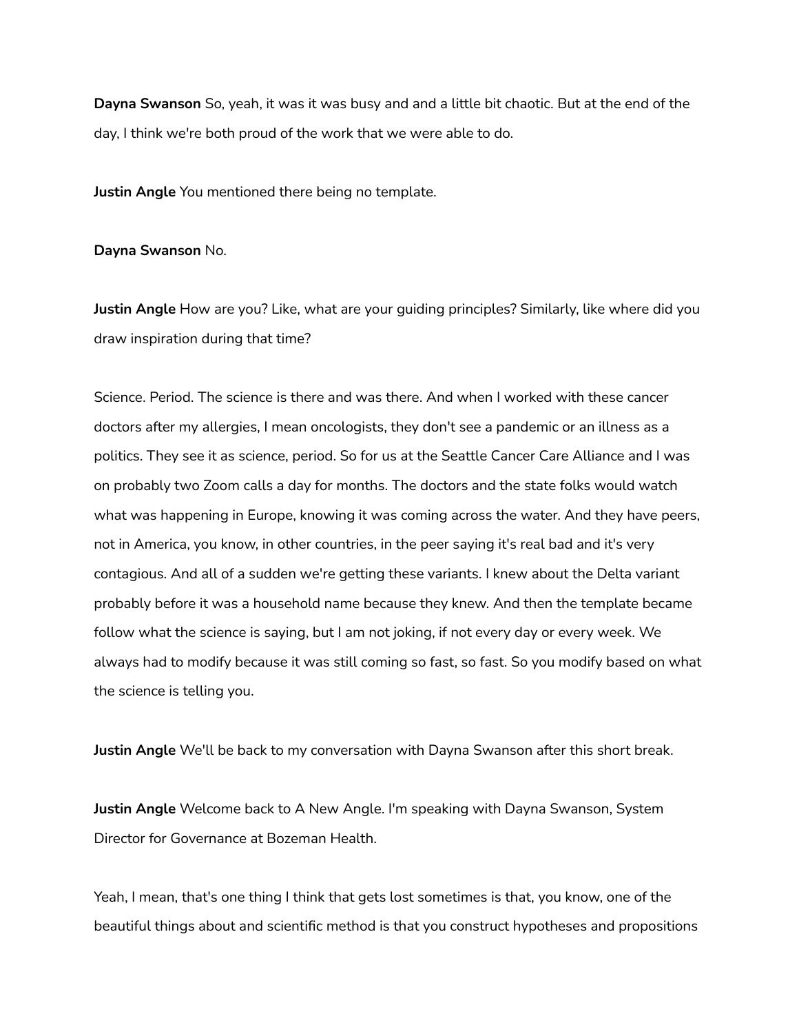**Dayna Swanson** So, yeah, it was it was busy and and a little bit chaotic. But at the end of the day, I think we're both proud of the work that we were able to do.

**Justin Angle** You mentioned there being no template.

**Dayna Swanson** No.

**Justin Angle** How are you? Like, what are your guiding principles? Similarly, like where did you draw inspiration during that time?

Science. Period. The science is there and was there. And when I worked with these cancer doctors after my allergies, I mean oncologists, they don't see a pandemic or an illness as a politics. They see it as science, period. So for us at the Seattle Cancer Care Alliance and I was on probably two Zoom calls a day for months. The doctors and the state folks would watch what was happening in Europe, knowing it was coming across the water. And they have peers, not in America, you know, in other countries, in the peer saying it's real bad and it's very contagious. And all of a sudden we're getting these variants. I knew about the Delta variant probably before it was a household name because they knew. And then the template became follow what the science is saying, but I am not joking, if not every day or every week. We always had to modify because it was still coming so fast, so fast. So you modify based on what the science is telling you.

**Justin Angle** We'll be back to my conversation with Dayna Swanson after this short break.

**Justin Angle** Welcome back to A New Angle. I'm speaking with Dayna Swanson, System Director for Governance at Bozeman Health.

Yeah, I mean, that's one thing I think that gets lost sometimes is that, you know, one of the beautiful things about and scientific method is that you construct hypotheses and propositions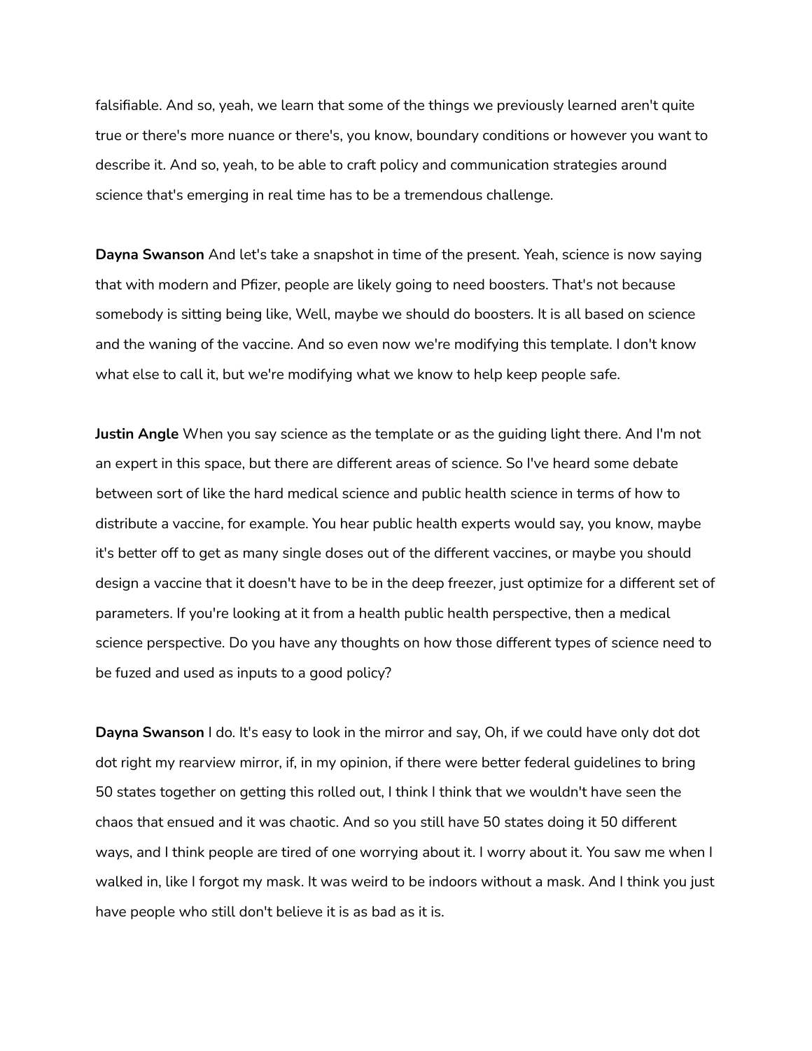falsifiable. And so, yeah, we learn that some of the things we previously learned aren't quite true or there's more nuance or there's, you know, boundary conditions or however you want to describe it. And so, yeah, to be able to craft policy and communication strategies around science that's emerging in real time has to be a tremendous challenge.

**Dayna Swanson** And let's take a snapshot in time of the present. Yeah, science is now saying that with modern and Pfizer, people are likely going to need boosters. That's not because somebody is sitting being like, Well, maybe we should do boosters. It is all based on science and the waning of the vaccine. And so even now we're modifying this template. I don't know what else to call it, but we're modifying what we know to help keep people safe.

**Justin Angle** When you say science as the template or as the guiding light there. And I'm not an expert in this space, but there are different areas of science. So I've heard some debate between sort of like the hard medical science and public health science in terms of how to distribute a vaccine, for example. You hear public health experts would say, you know, maybe it's better off to get as many single doses out of the different vaccines, or maybe you should design a vaccine that it doesn't have to be in the deep freezer, just optimize for a different set of parameters. If you're looking at it from a health public health perspective, then a medical science perspective. Do you have any thoughts on how those different types of science need to be fuzed and used as inputs to a good policy?

**Dayna Swanson** I do. It's easy to look in the mirror and say, Oh, if we could have only dot dot dot right my rearview mirror, if, in my opinion, if there were better federal guidelines to bring 50 states together on getting this rolled out, I think I think that we wouldn't have seen the chaos that ensued and it was chaotic. And so you still have 50 states doing it 50 different ways, and I think people are tired of one worrying about it. I worry about it. You saw me when I walked in, like I forgot my mask. It was weird to be indoors without a mask. And I think you just have people who still don't believe it is as bad as it is.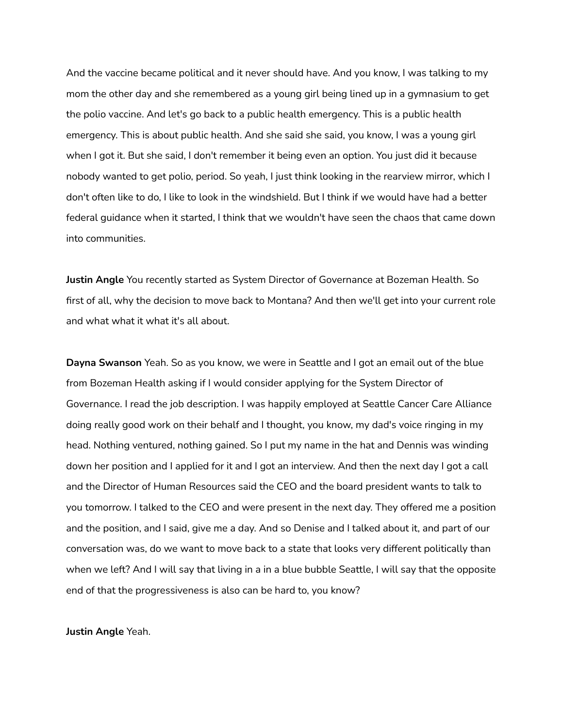And the vaccine became political and it never should have. And you know, I was talking to my mom the other day and she remembered as a young girl being lined up in a gymnasium to get the polio vaccine. And let's go back to a public health emergency. This is a public health emergency. This is about public health. And she said she said, you know, I was a young girl when I got it. But she said, I don't remember it being even an option. You just did it because nobody wanted to get polio, period. So yeah, I just think looking in the rearview mirror, which I don't often like to do, I like to look in the windshield. But I think if we would have had a better federal guidance when it started, I think that we wouldn't have seen the chaos that came down into communities.

**Justin Angle** You recently started as System Director of Governance at Bozeman Health. So first of all, why the decision to move back to Montana? And then we'll get into your current role and what what it what it's all about.

**Dayna Swanson** Yeah. So as you know, we were in Seattle and I got an email out of the blue from Bozeman Health asking if I would consider applying for the System Director of Governance. I read the job description. I was happily employed at Seattle Cancer Care Alliance doing really good work on their behalf and I thought, you know, my dad's voice ringing in my head. Nothing ventured, nothing gained. So I put my name in the hat and Dennis was winding down her position and I applied for it and I got an interview. And then the next day I got a call and the Director of Human Resources said the CEO and the board president wants to talk to you tomorrow. I talked to the CEO and were present in the next day. They offered me a position and the position, and I said, give me a day. And so Denise and I talked about it, and part of our conversation was, do we want to move back to a state that looks very different politically than when we left? And I will say that living in a in a blue bubble Seattle, I will say that the opposite end of that the progressiveness is also can be hard to, you know?

**Justin Angle** Yeah.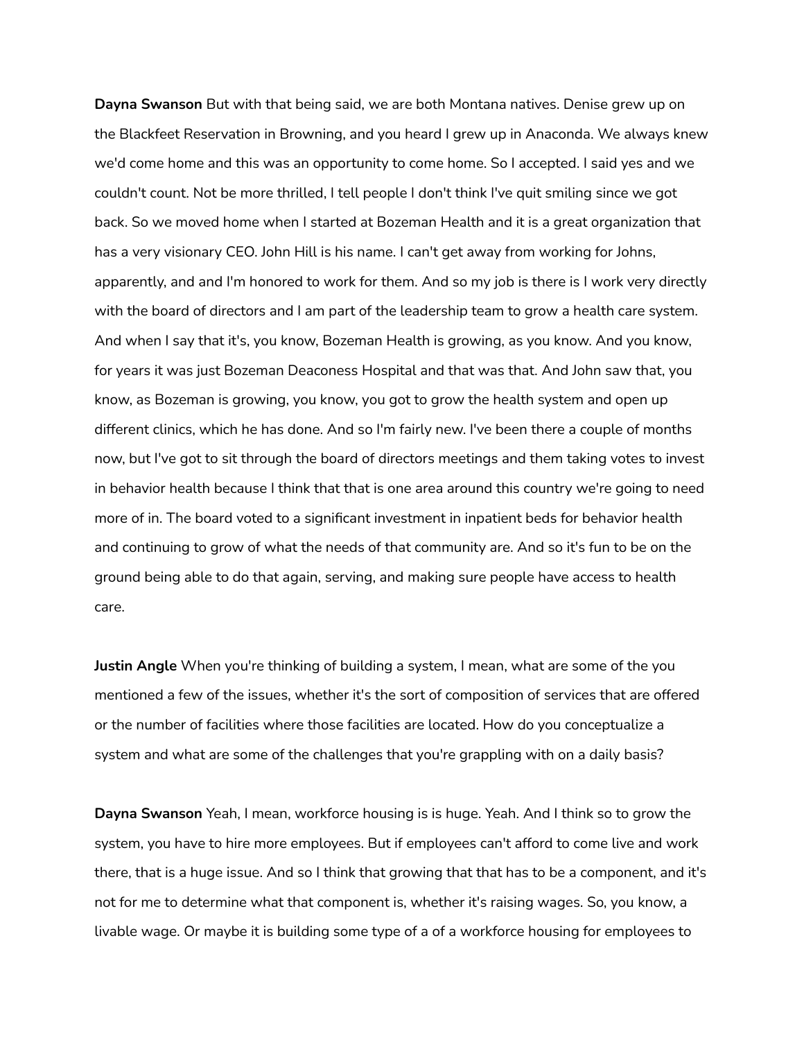**Dayna Swanson** But with that being said, we are both Montana natives. Denise grew up on the Blackfeet Reservation in Browning, and you heard I grew up in Anaconda. We always knew we'd come home and this was an opportunity to come home. So I accepted. I said yes and we couldn't count. Not be more thrilled, I tell people I don't think I've quit smiling since we got back. So we moved home when I started at Bozeman Health and it is a great organization that has a very visionary CEO. John Hill is his name. I can't get away from working for Johns, apparently, and and I'm honored to work for them. And so my job is there is I work very directly with the board of directors and I am part of the leadership team to grow a health care system. And when I say that it's, you know, Bozeman Health is growing, as you know. And you know, for years it was just Bozeman Deaconess Hospital and that was that. And John saw that, you know, as Bozeman is growing, you know, you got to grow the health system and open up different clinics, which he has done. And so I'm fairly new. I've been there a couple of months now, but I've got to sit through the board of directors meetings and them taking votes to invest in behavior health because I think that that is one area around this country we're going to need more of in. The board voted to a significant investment in inpatient beds for behavior health and continuing to grow of what the needs of that community are. And so it's fun to be on the ground being able to do that again, serving, and making sure people have access to health care.

**Justin Angle** When you're thinking of building a system, I mean, what are some of the you mentioned a few of the issues, whether it's the sort of composition of services that are offered or the number of facilities where those facilities are located. How do you conceptualize a system and what are some of the challenges that you're grappling with on a daily basis?

**Dayna Swanson** Yeah, I mean, workforce housing is is huge. Yeah. And I think so to grow the system, you have to hire more employees. But if employees can't afford to come live and work there, that is a huge issue. And so I think that growing that that has to be a component, and it's not for me to determine what that component is, whether it's raising wages. So, you know, a livable wage. Or maybe it is building some type of a of a workforce housing for employees to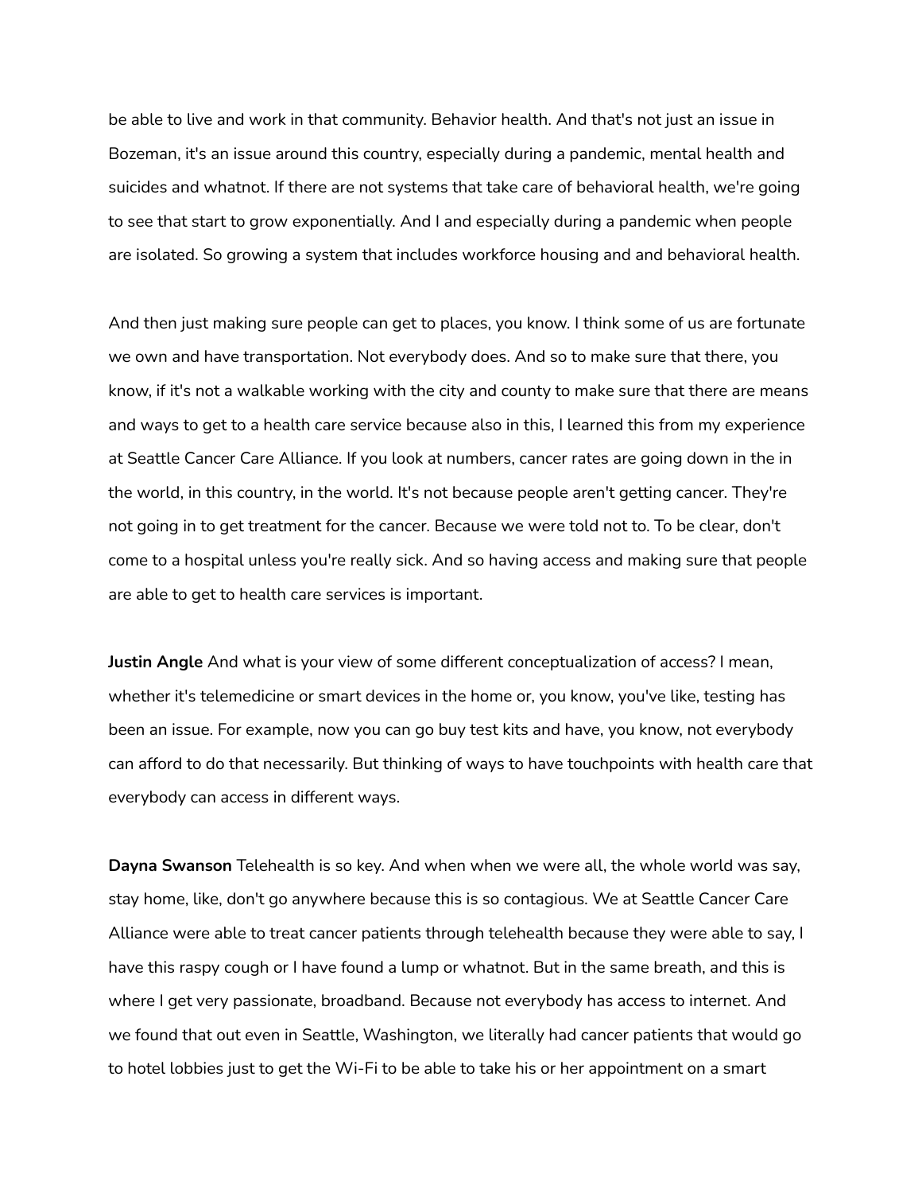be able to live and work in that community. Behavior health. And that's not just an issue in Bozeman, it's an issue around this country, especially during a pandemic, mental health and suicides and whatnot. If there are not systems that take care of behavioral health, we're going to see that start to grow exponentially. And I and especially during a pandemic when people are isolated. So growing a system that includes workforce housing and and behavioral health.

And then just making sure people can get to places, you know. I think some of us are fortunate we own and have transportation. Not everybody does. And so to make sure that there, you know, if it's not a walkable working with the city and county to make sure that there are means and ways to get to a health care service because also in this, I learned this from my experience at Seattle Cancer Care Alliance. If you look at numbers, cancer rates are going down in the in the world, in this country, in the world. It's not because people aren't getting cancer. They're not going in to get treatment for the cancer. Because we were told not to. To be clear, don't come to a hospital unless you're really sick. And so having access and making sure that people are able to get to health care services is important.

**Justin Angle** And what is your view of some different conceptualization of access? I mean, whether it's telemedicine or smart devices in the home or, you know, you've like, testing has been an issue. For example, now you can go buy test kits and have, you know, not everybody can afford to do that necessarily. But thinking of ways to have touchpoints with health care that everybody can access in different ways.

**Dayna Swanson** Telehealth is so key. And when when we were all, the whole world was say, stay home, like, don't go anywhere because this is so contagious. We at Seattle Cancer Care Alliance were able to treat cancer patients through telehealth because they were able to say, I have this raspy cough or I have found a lump or whatnot. But in the same breath, and this is where I get very passionate, broadband. Because not everybody has access to internet. And we found that out even in Seattle, Washington, we literally had cancer patients that would go to hotel lobbies just to get the Wi-Fi to be able to take his or her appointment on a smart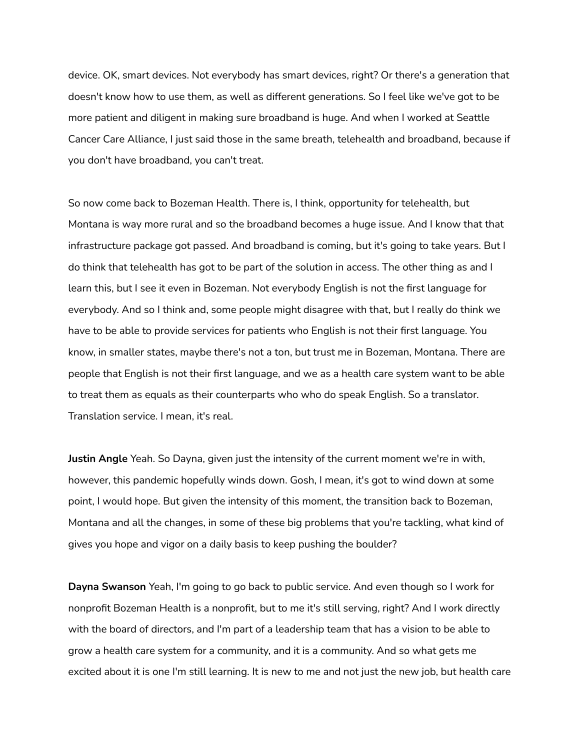device. OK, smart devices. Not everybody has smart devices, right? Or there's a generation that doesn't know how to use them, as well as different generations. So I feel like we've got to be more patient and diligent in making sure broadband is huge. And when I worked at Seattle Cancer Care Alliance, I just said those in the same breath, telehealth and broadband, because if you don't have broadband, you can't treat.

So now come back to Bozeman Health. There is, I think, opportunity for telehealth, but Montana is way more rural and so the broadband becomes a huge issue. And I know that that infrastructure package got passed. And broadband is coming, but it's going to take years. But I do think that telehealth has got to be part of the solution in access. The other thing as and I learn this, but I see it even in Bozeman. Not everybody English is not the first language for everybody. And so I think and, some people might disagree with that, but I really do think we have to be able to provide services for patients who English is not their first language. You know, in smaller states, maybe there's not a ton, but trust me in Bozeman, Montana. There are people that English is not their first language, and we as a health care system want to be able to treat them as equals as their counterparts who who do speak English. So a translator. Translation service. I mean, it's real.

**Justin Angle** Yeah. So Dayna, given just the intensity of the current moment we're in with, however, this pandemic hopefully winds down. Gosh, I mean, it's got to wind down at some point, I would hope. But given the intensity of this moment, the transition back to Bozeman, Montana and all the changes, in some of these big problems that you're tackling, what kind of gives you hope and vigor on a daily basis to keep pushing the boulder?

**Dayna Swanson** Yeah, I'm going to go back to public service. And even though so I work for nonprofit Bozeman Health is a nonprofit, but to me it's still serving, right? And I work directly with the board of directors, and I'm part of a leadership team that has a vision to be able to grow a health care system for a community, and it is a community. And so what gets me excited about it is one I'm still learning. It is new to me and not just the new job, but health care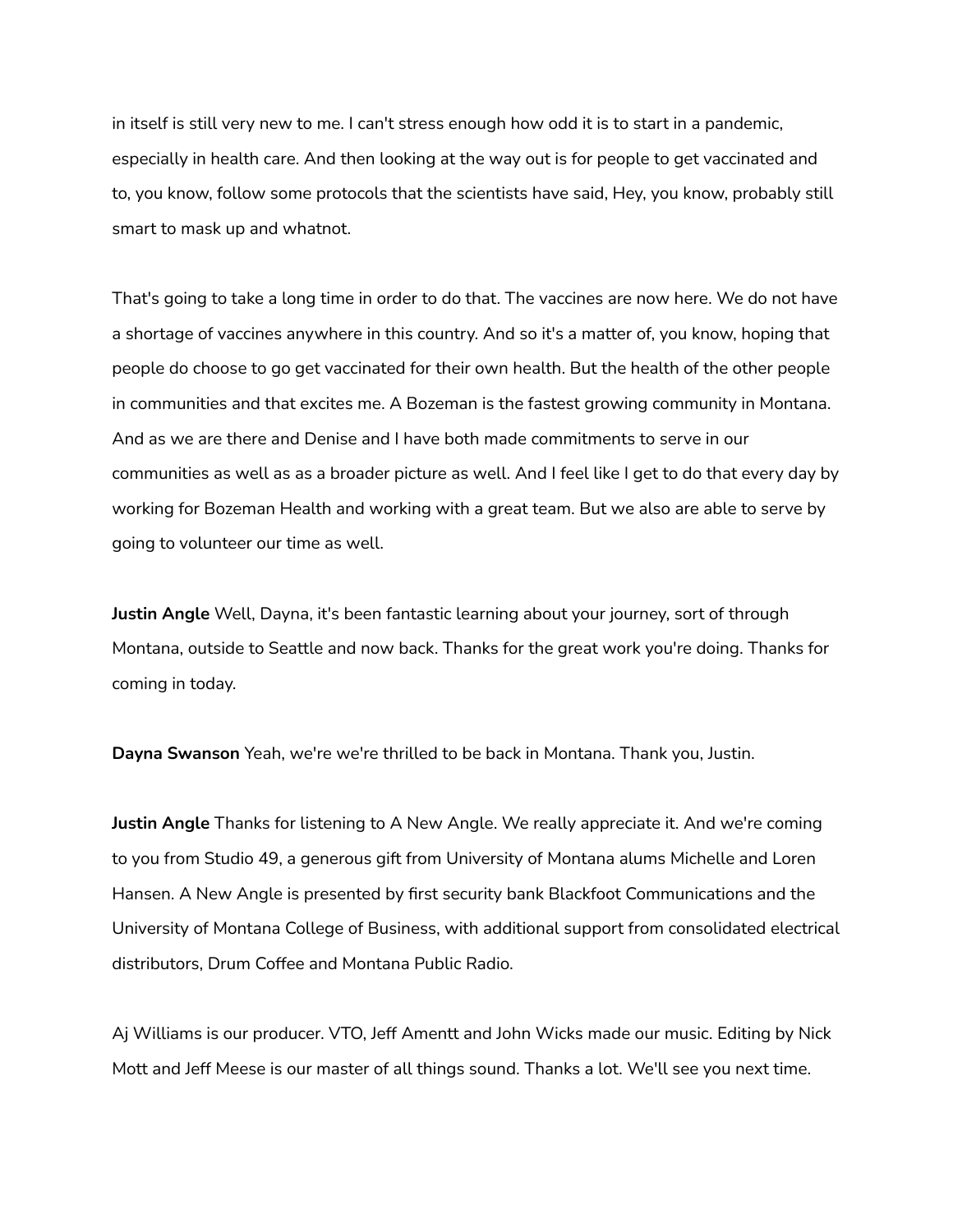in itself is still very new to me. I can't stress enough how odd it is to start in a pandemic, especially in health care. And then looking at the way out is for people to get vaccinated and to, you know, follow some protocols that the scientists have said, Hey, you know, probably still smart to mask up and whatnot.

That's going to take a long time in order to do that. The vaccines are now here. We do not have a shortage of vaccines anywhere in this country. And so it's a matter of, you know, hoping that people do choose to go get vaccinated for their own health. But the health of the other people in communities and that excites me. A Bozeman is the fastest growing community in Montana. And as we are there and Denise and I have both made commitments to serve in our communities as well as as a broader picture as well. And I feel like I get to do that every day by working for Bozeman Health and working with a great team. But we also are able to serve by going to volunteer our time as well.

**Justin Angle** Well, Dayna, it's been fantastic learning about your journey, sort of through Montana, outside to Seattle and now back. Thanks for the great work you're doing. Thanks for coming in today.

**Dayna Swanson** Yeah, we're we're thrilled to be back in Montana. Thank you, Justin.

**Justin Angle** Thanks for listening to A New Angle. We really appreciate it. And we're coming to you from Studio 49, a generous gift from University of Montana alums Michelle and Loren Hansen. A New Angle is presented by first security bank Blackfoot Communications and the University of Montana College of Business, with additional support from consolidated electrical distributors, Drum Coffee and Montana Public Radio.

Aj Williams is our producer. VTO, Jeff Amentt and John Wicks made our music. Editing by Nick Mott and Jeff Meese is our master of all things sound. Thanks a lot. We'll see you next time.